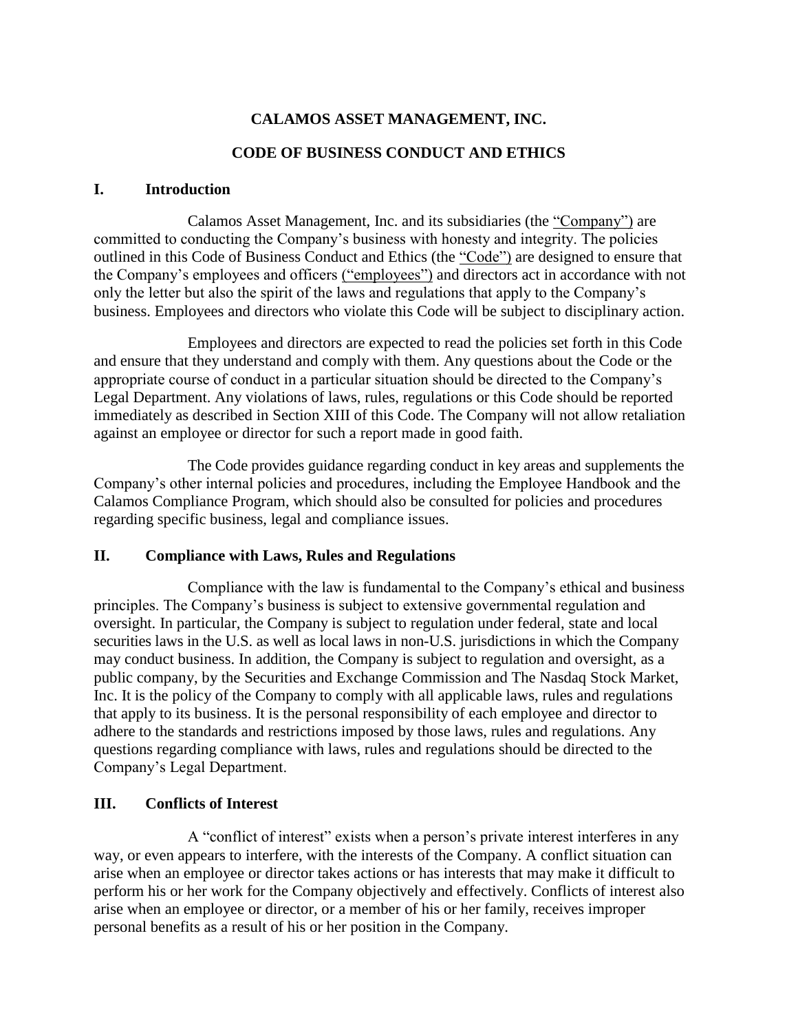# CALAMOS ASSET MANAGEMENT, INC.

## CODE OF BUSINESS CONDUCT AND ETHICS

### I. Introduction

Calamos Asset Management, Inc. and its subsidiaries (the "Company") are committed to conducting the Company's business with honesty and integrity. The policies outlined in this Code of Business Conduct and Ethics (the "Code") are designed to ensure that the Company's employees and officers ("employees") and directors act in accordance with not only the letter but also the spirit of the laws and regulations that apply to the Company's business. Employees and directors who violate this Code will be subject to disciplinary action.

Employees and directors are expected to read the policies set forth in this Code and ensure that they understand and comply with them. Any questions about the Code or the appropriate course of conduct in a particular situation should be directed to the Company's Legal Department. Any violations of laws, rules, regulations or this Code should be reported immediately as described in Section XIII of this Code. The Company will not allow retaliation against an employee or director for such a report made in good faith.

The Code provides guidance regarding conduct in key areas and supplements the Company's other internal policies and procedures, including the Employee Handbook and the Calamos Compliance Program, which should also be consulted for policies and procedures regarding specific business, legal and compliance issues.

### II. Compliance with Laws, Rules and Regulations

Compliance with the law is fundamental to the Company's ethical and business principles. The Company's business is subject to extensive governmental regulation and oversight. In particular, the Company is subject to regulation under federal, state and local securities laws in the U.S. as well as local laws in non-U.S. jurisdictions in which the Company may conduct business. In addition, the Company is subject to regulation and oversight, as a public company, by the Securities and Exchange Commission and The Nasdaq Stock Market, Inc. It is the policy of the Company to comply with all applicable laws, rules and regulations that apply to its business. It is the personal responsibility of each employee and director to adhere to the standards and restrictions imposed by those laws, rules and regulations. Any questions regarding compliance with laws, rules and regulations should be directed to the Company's Legal Department.

### III. Conflicts of Interest

A "conflict of interest" exists when a person's private interest interferes in any way, or even appears to interfere, with the interests of the Company. A conflict situation can arise when an employee or director takes actions or has interests that may make it difficult to perform his or her work for the Company objectively and effectively. Conflicts of interest also arise when an employee or director, or a member of his or her family, receives improper personal benefits as a result of his or her position in the Company.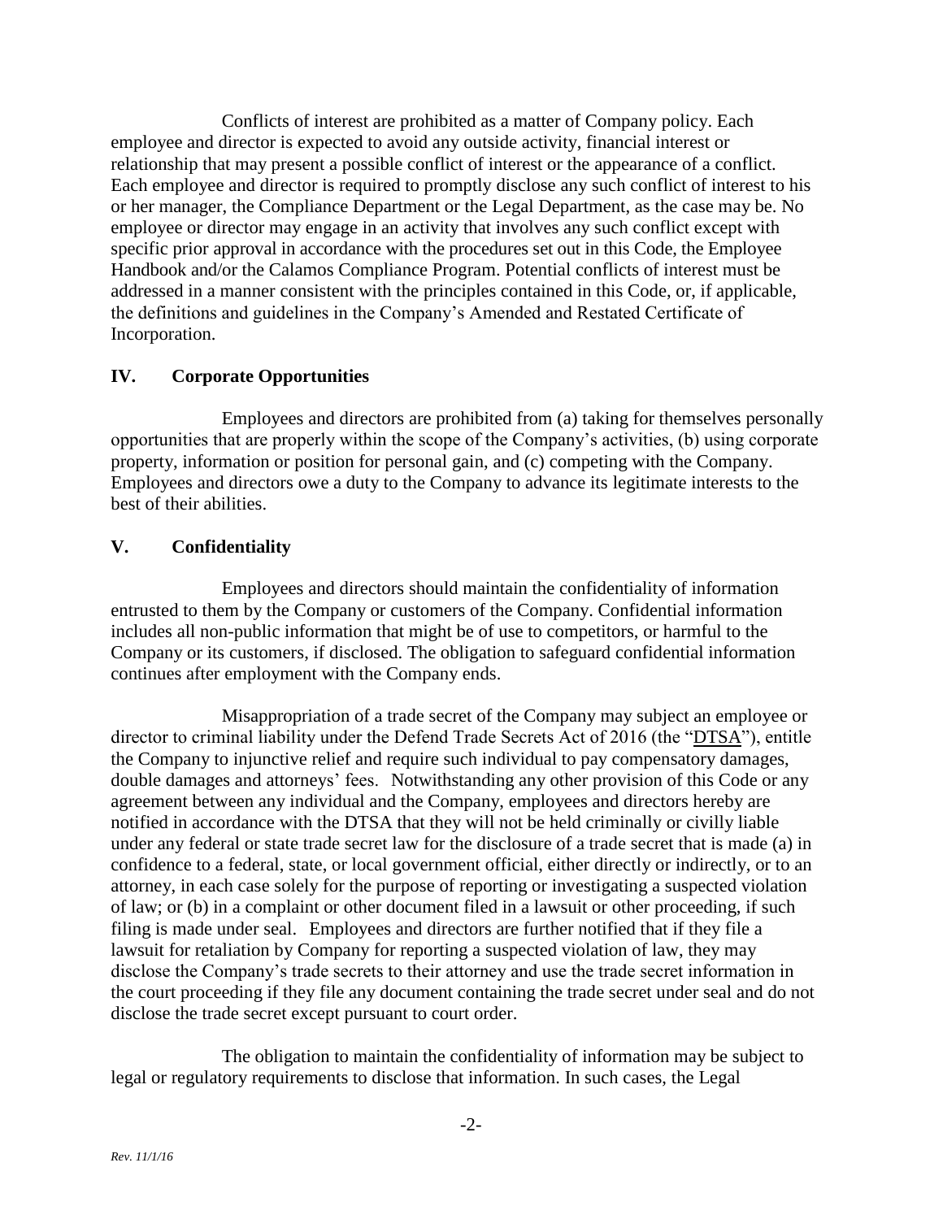Conflicts of interest are prohibited as a matter of Company policy. Each employee and director is expected to avoid any outside activity, financial interest or relationship that may present a possible conflict of interest or the appearance of a conflict. Each employee and director is required to promptly disclose any such conflict of interest to his or her manager, the Compliance Department or the Legal Department, as the case may be. No employee or director may engage in an activity that involves any such conflict except with specific prior approval in accordance with the procedures set out in this Code, the Employee Handbook and/or the Calamos Compliance Program. Potential conflicts of interest must be addressed in a manner consistent with the principles contained in this Code, or, if applicable, the definitions and guidelines in the Company's Amended and Restated Certificate of Incorporation.

## IV. Corporate Opportunities

Employees and directors are prohibited from (a) taking for themselves personally opportunities that are properly within the scope of the Company's activities, (b) using corporate property, information or position for personal gain, and (c) competing with the Company. Employees and directors owe a duty to the Company to advance its legitimate interests to the best of their abilities.

## V. Confidentiality

Employees and directors should maintain the confidentiality of information entrusted to them by the Company or customers of the Company. Confidential information includes all non-public information that might be of use to competitors, or harmful to the Company or its customers, if disclosed. The obligation to safeguard confidential information continues after employment with the Company ends.

Misappropriation of a trade secret of the Company may subject an employee or director to criminal liability under the Defend Trade Secrets Act of 2016 (the "DTSA"), entitle the Company to injunctive relief and require such individual to pay compensatory damages, double damages and attorneys' fees. Notwithstanding any other provision of this Code or any agreement between any individual and the Company, employees and directors hereby are notified in accordance with the DTSA that they will not be held criminally or civilly liable under any federal or state trade secret law for the disclosure of a trade secret that is made (a) in confidence to a federal, state, or local government official, either directly or indirectly, or to an attorney, in each case solely for the purpose of reporting or investigating a suspected violation of law; or (b) in a complaint or other document filed in a lawsuit or other proceeding, if such filing is made under seal. Employees and directors are further notified that if they file a lawsuit for retaliation by Company for reporting a suspected violation of law, they may disclose the Company's trade secrets to their attorney and use the trade secret information in the court proceeding if they file any document containing the trade secret under seal and do not disclose the trade secret except pursuant to court order.

The obligation to maintain the confidentiality of information may be subject to legal or regulatory requirements to disclose that information. In such cases, the Legal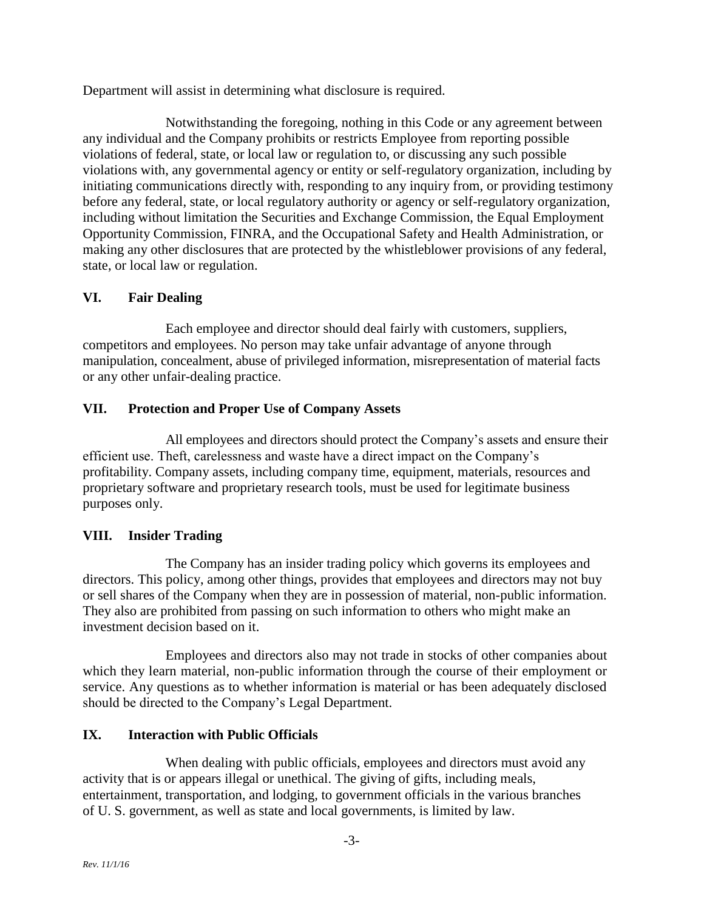Department will assist in determining what disclosure is required.

Notwithstanding the foregoing, nothing in this Code or any agreement between any individual and the Company prohibits or restricts Employee from reporting possible violations of federal, state, or local law or regulation to, or discussing any such possible violations with, any governmental agency or entity or self-regulatory organization, including by initiating communications directly with, responding to any inquiry from, or providing testimony before any federal, state, or local regulatory authority or agency or self-regulatory organization, including without limitation the Securities and Exchange Commission, the Equal Employment Opportunity Commission, FINRA, and the Occupational Safety and Health Administration, or making any other disclosures that are protected by the whistleblower provisions of any federal, state, or local law or regulation.

## VI. Fair Dealing

Each employee and director should deal fairly with customers, suppliers, competitors and employees. No person may take unfair advantage of anyone through manipulation, concealment, abuse of privileged information, misrepresentation of material facts or any other unfair-dealing practice.

## VII. Protection and Proper Use of Company Assets

All employees and directors should protect the Company's assets and ensure their efficient use. Theft, carelessness and waste have a direct impact on the Company's profitability. Company assets, including company time, equipment, materials, resources and proprietary software and proprietary research tools, must be used for legitimate business purposes only.

## VIII. Insider Trading

The Company has an insider trading policy which governs its employees and directors. This policy, among other things, provides that employees and directors may not buy or sell shares of the Company when they are in possession of material, non-public information. They also are prohibited from passing on such information to others who might make an investment decision based on it.

Employees and directors also may not trade in stocks of other companies about which they learn material, non-public information through the course of their employment or service. Any questions as to whether information is material or has been adequately disclosed should be directed to the Company's Legal Department.

## IX. Interaction with Public Officials

When dealing with public officials, employees and directors must avoid any activity that is or appears illegal or unethical. The giving of gifts, including meals, entertainment, transportation, and lodging, to government officials in the various branches of U. S. government, as well as state and local governments, is limited by law.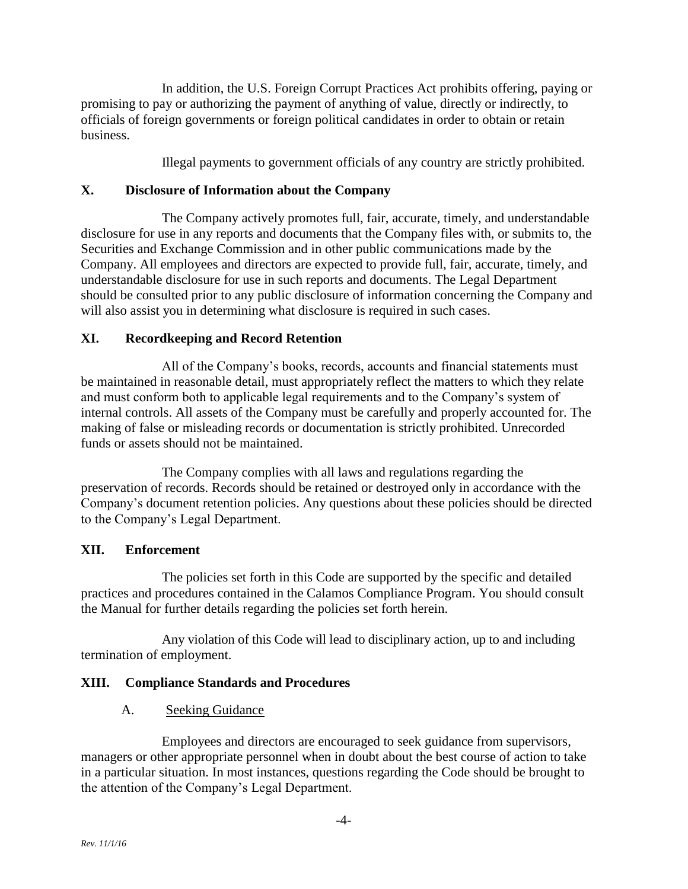In addition, the U.S. Foreign Corrupt Practices Act prohibits offering, paying or promising to pay or authorizing the payment of anything of value, directly or indirectly, to officials of foreign governments or foreign political candidates in order to obtain or retain business.

Illegal payments to government officials of any country are strictly prohibited.

## X. Disclosure of Information about the Company

The Company actively promotes full, fair, accurate, timely, and understandable disclosure for use in any reports and documents that the Company files with, or submits to, the Securities and Exchange Commission and in other public communications made by the Company. All employees and directors are expected to provide full, fair, accurate, timely, and understandable disclosure for use in such reports and documents. The Legal Department should be consulted prior to any public disclosure of information concerning the Company and will also assist you in determining what disclosure is required in such cases.

## XI. Recordkeeping and Record Retention

All of the Company's books, records, accounts and financial statements must be maintained in reasonable detail, must appropriately reflect the matters to which they relate and must conform both to applicable legal requirements and to the Company's system of internal controls. All assets of the Company must be carefully and properly accounted for. The making of false or misleading records or documentation is strictly prohibited. Unrecorded funds or assets should not be maintained.

The Company complies with all laws and regulations regarding the preservation of records. Records should be retained or destroyed only in accordance with the Company's document retention policies. Any questions about these policies should be directed to the Company's Legal Department.

## XII. Enforcement

The policies set forth in this Code are supported by the specific and detailed practices and procedures contained in the Calamos Compliance Program. You should consult the Manual for further details regarding the policies set forth herein.

Any violation of this Code will lead to disciplinary action, up to and including termination of employment.

## XIII. Compliance Standards and Procedures

### A. Seeking Guidance

Employees and directors are encouraged to seek guidance from supervisors, managers or other appropriate personnel when in doubt about the best course of action to take in a particular situation. In most instances, questions regarding the Code should be brought to the attention of the Company's Legal Department.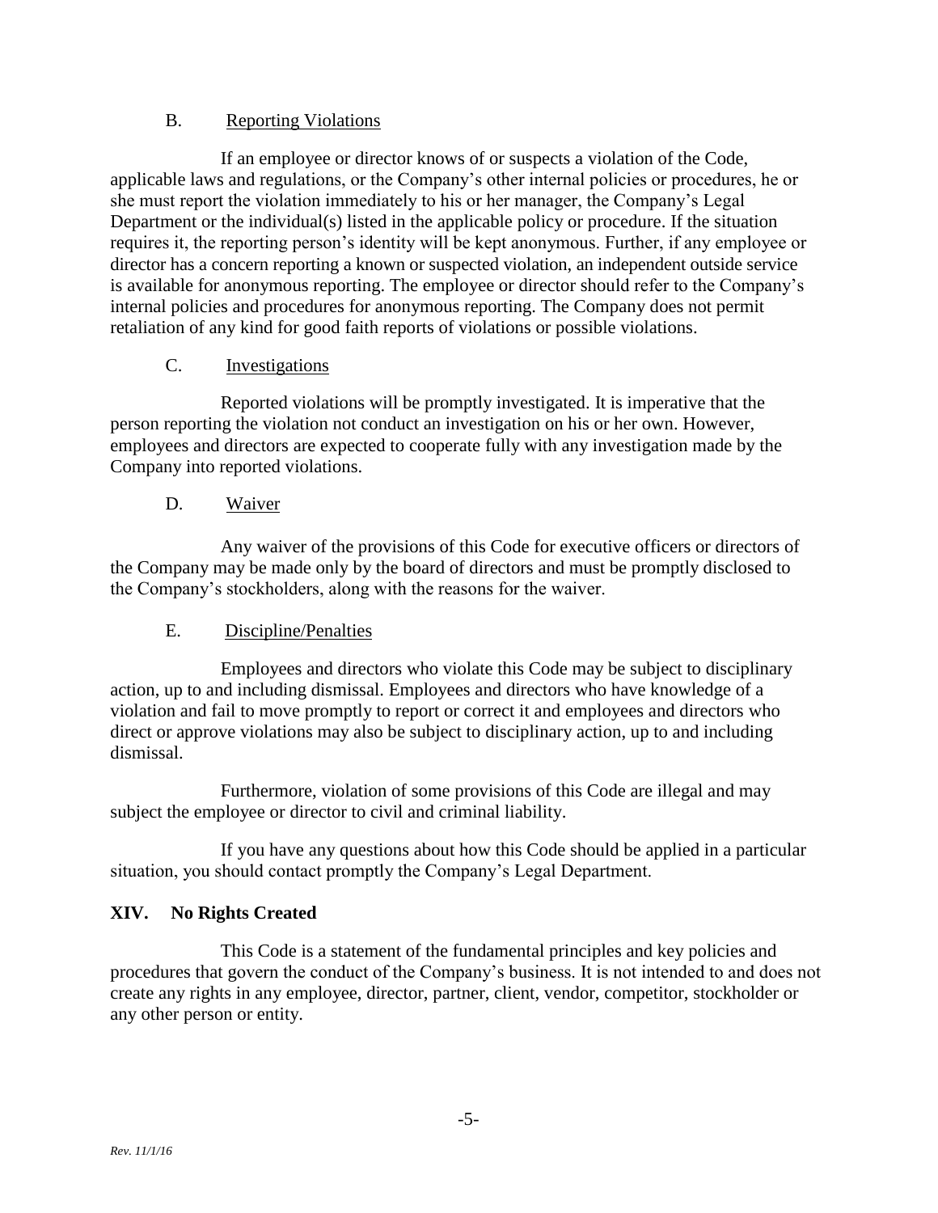### B. Reporting Violations

If an employee or director knows of or suspects a violation of the Code, applicable laws and regulations, or the Company's other internal policies or procedures, he or she must report the violation immediately to his or her manager, the Company's Legal Department or the individual(s) listed in the applicable policy or procedure. If the situation requires it, the reporting person's identity will be kept anonymous. Further, if any employee or director has a concern reporting a known or suspected violation, an independent outside service is available for anonymous reporting. The employee or director should refer to the Company's internal policies and procedures for anonymous reporting. The Company does not permit retaliation of any kind for good faith reports of violations or possible violations.

### C. Investigations

Reported violations will be promptly investigated. It is imperative that the person reporting the violation not conduct an investigation on his or her own. However, employees and directors are expected to cooperate fully with any investigation made by the Company into reported violations.

### D. Waiver

Any waiver of the provisions of this Code for executive officers or directors of the Company may be made only by the board of directors and must be promptly disclosed to the Company's stockholders, along with the reasons for the waiver.

### E. Discipline/Penalties

Employees and directors who violate this Code may be subject to disciplinary action, up to and including dismissal. Employees and directors who have knowledge of a violation and fail to move promptly to report or correct it and employees and directors who direct or approve violations may also be subject to disciplinary action, up to and including dismissal.

Furthermore, violation of some provisions of this Code are illegal and may subject the employee or director to civil and criminal liability.

If you have any questions about how this Code should be applied in a particular situation, you should contact promptly the Company's Legal Department.

## XIV. No Rights Created

This Code is a statement of the fundamental principles and key policies and procedures that govern the conduct of the Company's business. It is not intended to and does not create any rights in any employee, director, partner, client, vendor, competitor, stockholder or any other person or entity.

*Rev. 11/1/16*